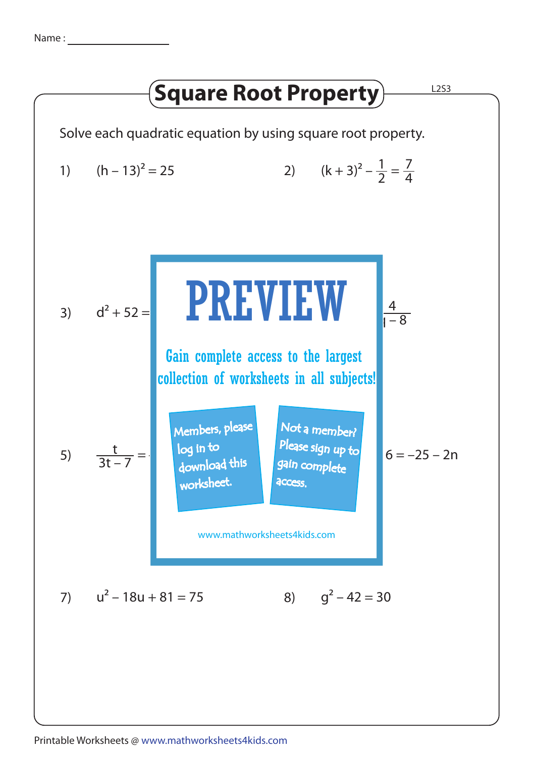Name : ________________

# Square Root Property

L2S3

Solve each quadratic equation by using square root property.

1) $(h - 13)^2 = 25$

2) $(k + 3)^2 - \frac{1}{2} = \frac{7}{4}$

3) $d^2 + 52 =$

4) $\frac{4}{\ - 8}$

PREVIEW

Gain complete access to the largest collection of worksheets in all subjects!

Members, please log in to download this worksheet.

Not a member? Please sign up to gain complete access.

www.mathworksheets4kids.com

5) $\frac{t}{3t - 7} =$

6) $6 = -25 - 2n$

7) $u^2 - 18u + 81 = 75$

8) $g^2 - 42 = 30$

Printable Worksheets @ www.mathworksheets4kids.com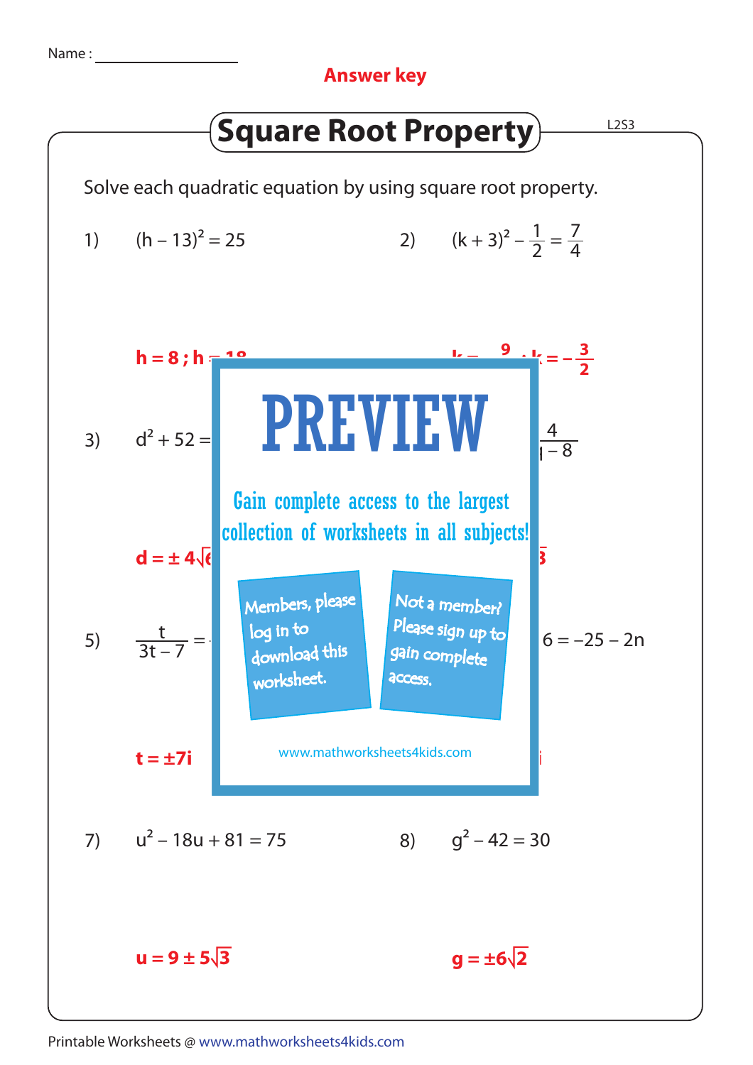Name : ____________

**Answer key**

# Square Root Property

L2S3

Solve each quadratic equation by using square root property.

1) $(h - 13)^2 = 25$

**$h = 8 ; h = 18$**

2) $(k + 3)^2 - \frac{1}{2} = \frac{7}{4}$

**$k = -\frac{9}{2} ; k = -\frac{3}{2}$**

3) $d^2 + 52 =$

**$d = \pm 4\sqrt{6}$**

$\frac{4}{-8}$

5) $\frac{t}{3t - 7} =$

**$t = \pm 7i$**

$6 = -25 - 2n$

PREVIEW

Gain complete access to the largest collection of worksheets in all subjects!

Members, please log in to download this worksheet.

Not a member? Please sign up to gain complete access.

www.mathworksheets4kids.com

7) $u^2 - 18u + 81 = 75$

**$u = 9 \pm 5\sqrt{3}$**

8) $g^2 - 42 = 30$

**$g = \pm 6\sqrt{2}$**

Printable Worksheets @ www.mathworksheets4kids.com